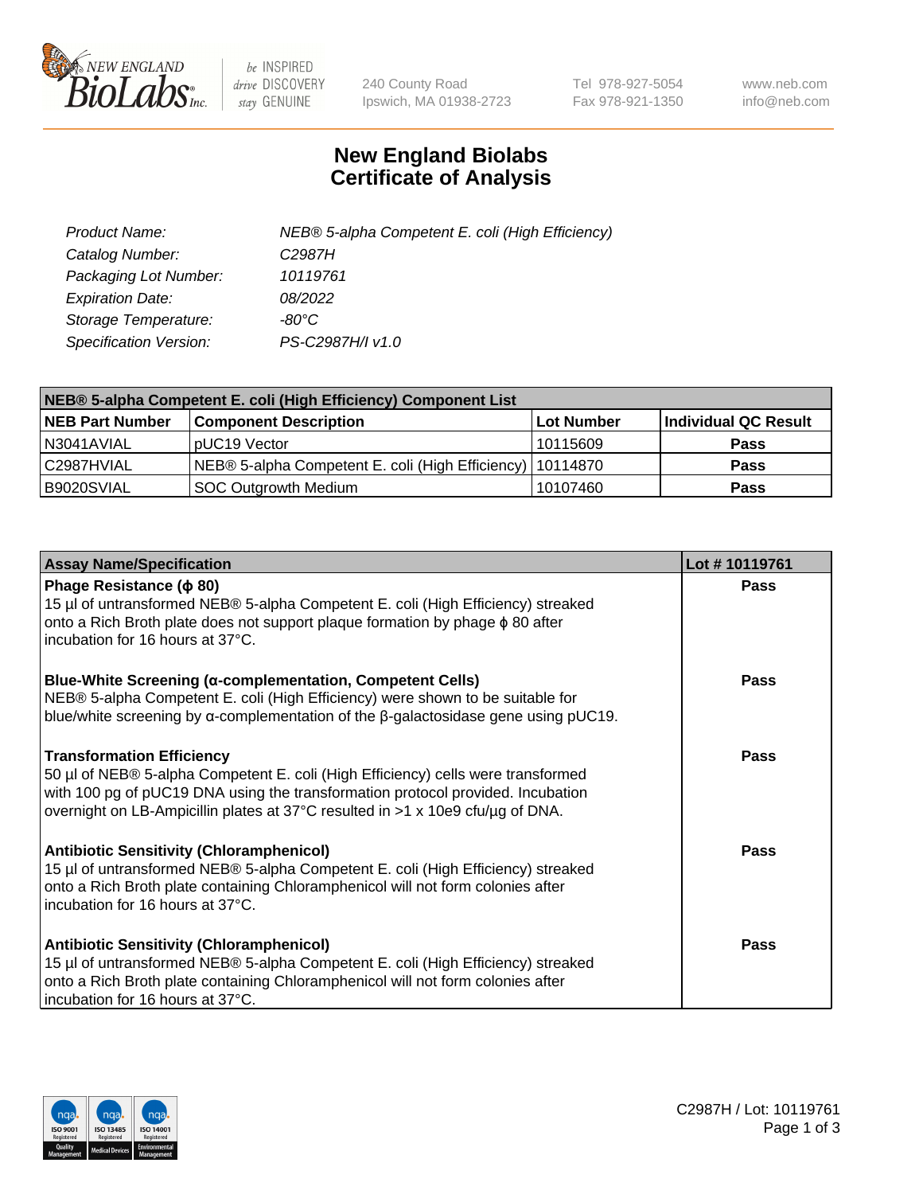# New England Biolabs Certificate of Analysis

| | |
|---|---|
| *Product Name:* | *NEB® 5-alpha Competent E. coli (High Efficiency)* |
| *Catalog Number:* | *C2987H* |
| *Packaging Lot Number:* | *10119761* |
| *Expiration Date:* | *08/2022* |
| *Storage Temperature:* | *-80°C* |
| *Specification Version:* | *PS-C2987H/I v1.0* |

| **NEB® 5-alpha Competent E. coli (High Efficiency) Component List** | | | |
|---|---|---|---|
| **NEB Part Number** | **Component Description** | **Lot Number** | **Individual QC Result** |
| N3041AVIAL | pUC19 Vector | 10115609 | **Pass** |
| C2987HVIAL | NEB® 5-alpha Competent E. coli (High Efficiency) | 10114870 | **Pass** |
| B9020SVIAL | SOC Outgrowth Medium | 10107460 | **Pass** |

| **Assay Name/Specification** | **Lot # 10119761** |
|---|---|
| **Phage Resistance (ϕ 80)** 15 µl of untransformed NEB® 5-alpha Competent E. coli (High Efficiency) streaked onto a Rich Broth plate does not support plaque formation by phage ϕ 80 after incubation for 16 hours at 37°C. | **Pass** |
| **Blue-White Screening (α-complementation, Competent Cells)** NEB® 5-alpha Competent E. coli (High Efficiency) were shown to be suitable for blue/white screening by α-complementation of the β-galactosidase gene using pUC19. | **Pass** |
| **Transformation Efficiency** 50 µl of NEB® 5-alpha Competent E. coli (High Efficiency) cells were transformed with 100 pg of pUC19 DNA using the transformation protocol provided. Incubation overnight on LB-Ampicillin plates at 37°C resulted in >1 x 10e9 cfu/µg of DNA. | **Pass** |
| **Antibiotic Sensitivity (Chloramphenicol)** 15 µl of untransformed NEB® 5-alpha Competent E. coli (High Efficiency) streaked onto a Rich Broth plate containing Chloramphenicol will not form colonies after incubation for 16 hours at 37°C. | **Pass** |
| **Antibiotic Sensitivity (Chloramphenicol)** 15 µl of untransformed NEB® 5-alpha Competent E. coli (High Efficiency) streaked onto a Rich Broth plate containing Chloramphenicol will not form colonies after incubation for 16 hours at 37°C. | **Pass** |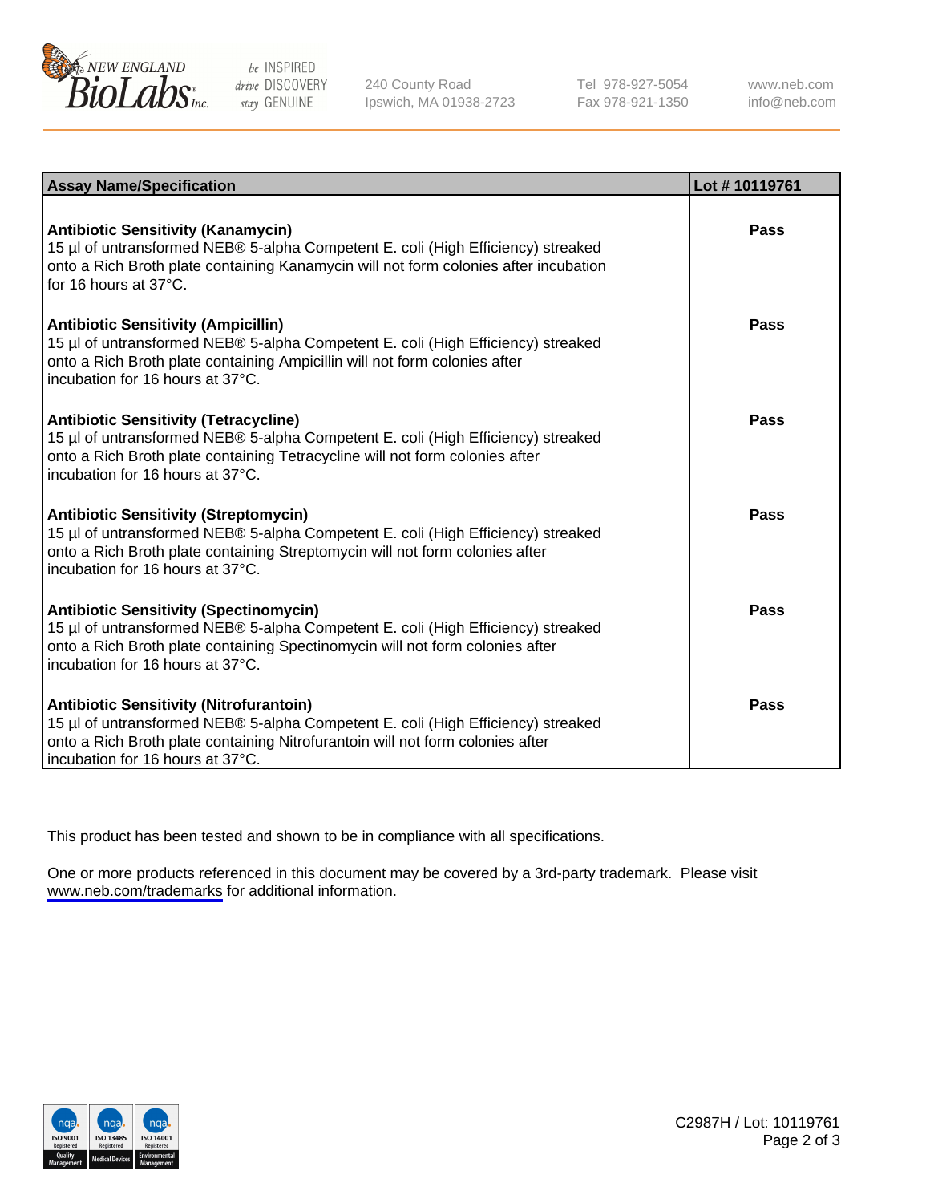| Assay Name/Specification | Lot # 10119761 |
| --- | --- |
| **Antibiotic Sensitivity (Kanamycin)**<br>15 µl of untransformed NEB® 5-alpha Competent E. coli (High Efficiency) streaked onto a Rich Broth plate containing Kanamycin will not form colonies after incubation for 16 hours at 37°C. | Pass |
| **Antibiotic Sensitivity (Ampicillin)**<br>15 µl of untransformed NEB® 5-alpha Competent E. coli (High Efficiency) streaked onto a Rich Broth plate containing Ampicillin will not form colonies after incubation for 16 hours at 37°C. | Pass |
| **Antibiotic Sensitivity (Tetracycline)**<br>15 µl of untransformed NEB® 5-alpha Competent E. coli (High Efficiency) streaked onto a Rich Broth plate containing Tetracycline will not form colonies after incubation for 16 hours at 37°C. | Pass |
| **Antibiotic Sensitivity (Streptomycin)**<br>15 µl of untransformed NEB® 5-alpha Competent E. coli (High Efficiency) streaked onto a Rich Broth plate containing Streptomycin will not form colonies after incubation for 16 hours at 37°C. | Pass |
| **Antibiotic Sensitivity (Spectinomycin)**<br>15 µl of untransformed NEB® 5-alpha Competent E. coli (High Efficiency) streaked onto a Rich Broth plate containing Spectinomycin will not form colonies after incubation for 16 hours at 37°C. | Pass |
| **Antibiotic Sensitivity (Nitrofurantoin)**<br>15 µl of untransformed NEB® 5-alpha Competent E. coli (High Efficiency) streaked onto a Rich Broth plate containing Nitrofurantoin will not form colonies after incubation for 16 hours at 37°C. | Pass |

This product has been tested and shown to be in compliance with all specifications.

One or more products referenced in this document may be covered by a 3rd-party trademark. Please visit www.neb.com/trademarks for additional information.

C2987H / Lot: 10119761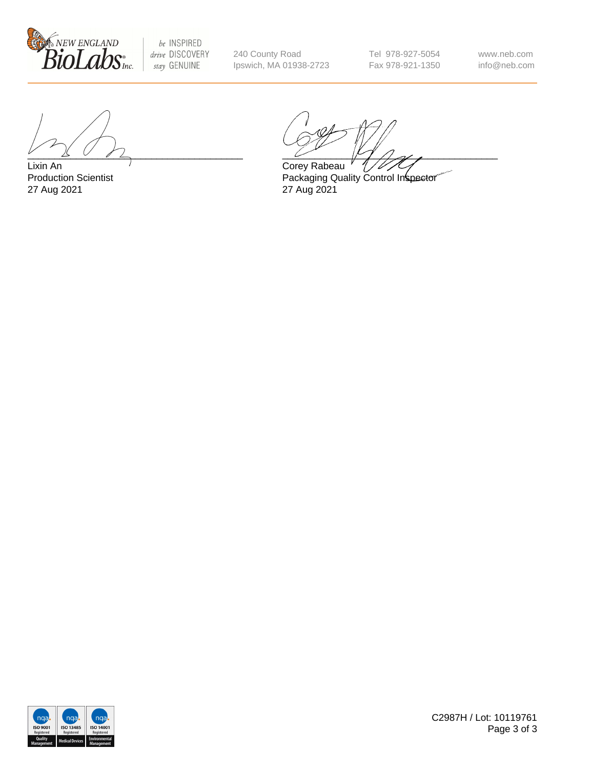Lixin An
Production Scientist
27 Aug 2021

Corey Rabeau
Packaging Quality Control Inspector
27 Aug 2021

C2987H / Lot: 10119761